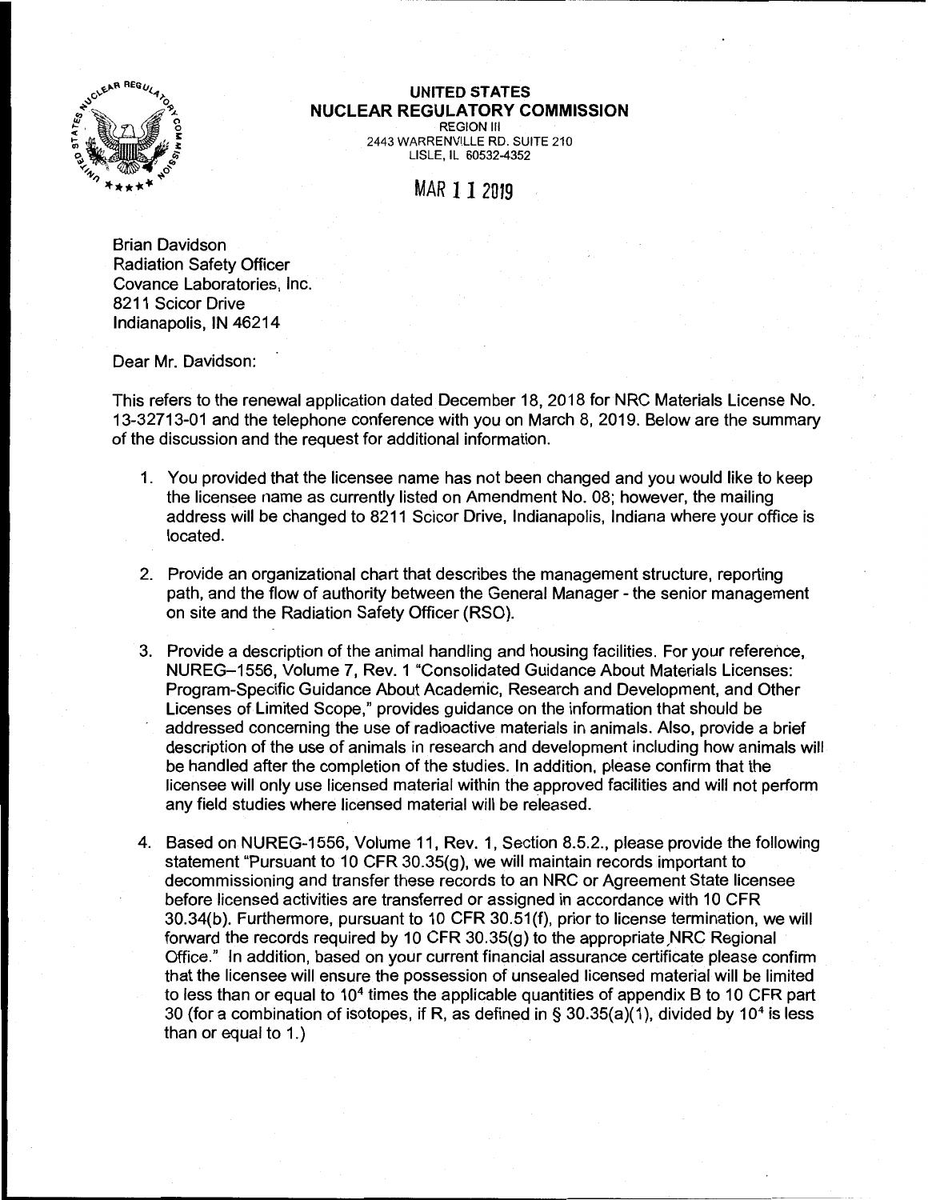**UNITED STATES**
**NUCLEAR REGULATORY COMMISSION**
REGION III
2443 WARRENVILLE RD. SUITE 210
LISLE, IL 60532-4352

MAR 11 2019

Brian Davidson
Radiation Safety Officer
Covance Laboratories, Inc.
8211 Scicor Drive
Indianapolis, IN 46214

Dear Mr. Davidson:

This refers to the renewal application dated December 18, 2018 for NRC Materials License No. 13-32713-01 and the telephone conference with you on March 8, 2019. Below are the summary of the discussion and the request for additional information.

1. You provided that the licensee name has not been changed and you would like to keep the licensee name as currently listed on Amendment No. 08; however, the mailing address will be changed to 8211 Scicor Drive, Indianapolis, Indiana where your office is located.

2. Provide an organizational chart that describes the management structure, reporting path, and the flow of authority between the General Manager - the senior management on site and the Radiation Safety Officer (RSO).

3. Provide a description of the animal handling and housing facilities. For your reference, NUREG–1556, Volume 7, Rev. 1 "Consolidated Guidance About Materials Licenses: Program-Specific Guidance About Academic, Research and Development, and Other Licenses of Limited Scope," provides guidance on the information that should be addressed concerning the use of radioactive materials in animals. Also, provide a brief description of the use of animals in research and development including how animals will be handled after the completion of the studies. In addition, please confirm that the licensee will only use licensed material within the approved facilities and will not perform any field studies where licensed material will be released.

4. Based on NUREG-1556, Volume 11, Rev. 1, Section 8.5.2., please provide the following statement "Pursuant to 10 CFR 30.35(g), we will maintain records important to decommissioning and transfer these records to an NRC or Agreement State licensee before licensed activities are transferred or assigned in accordance with 10 CFR 30.34(b). Furthermore, pursuant to 10 CFR 30.51(f), prior to license termination, we will forward the records required by 10 CFR 30.35(g) to the appropriate NRC Regional Office." In addition, based on your current financial assurance certificate please confirm that the licensee will ensure the possession of unsealed licensed material will be limited to less than or equal to $10^4$ times the applicable quantities of appendix B to 10 CFR part 30 (for a combination of isotopes, if R, as defined in § 30.35(a)(1), divided by $10^4$ is less than or equal to 1.)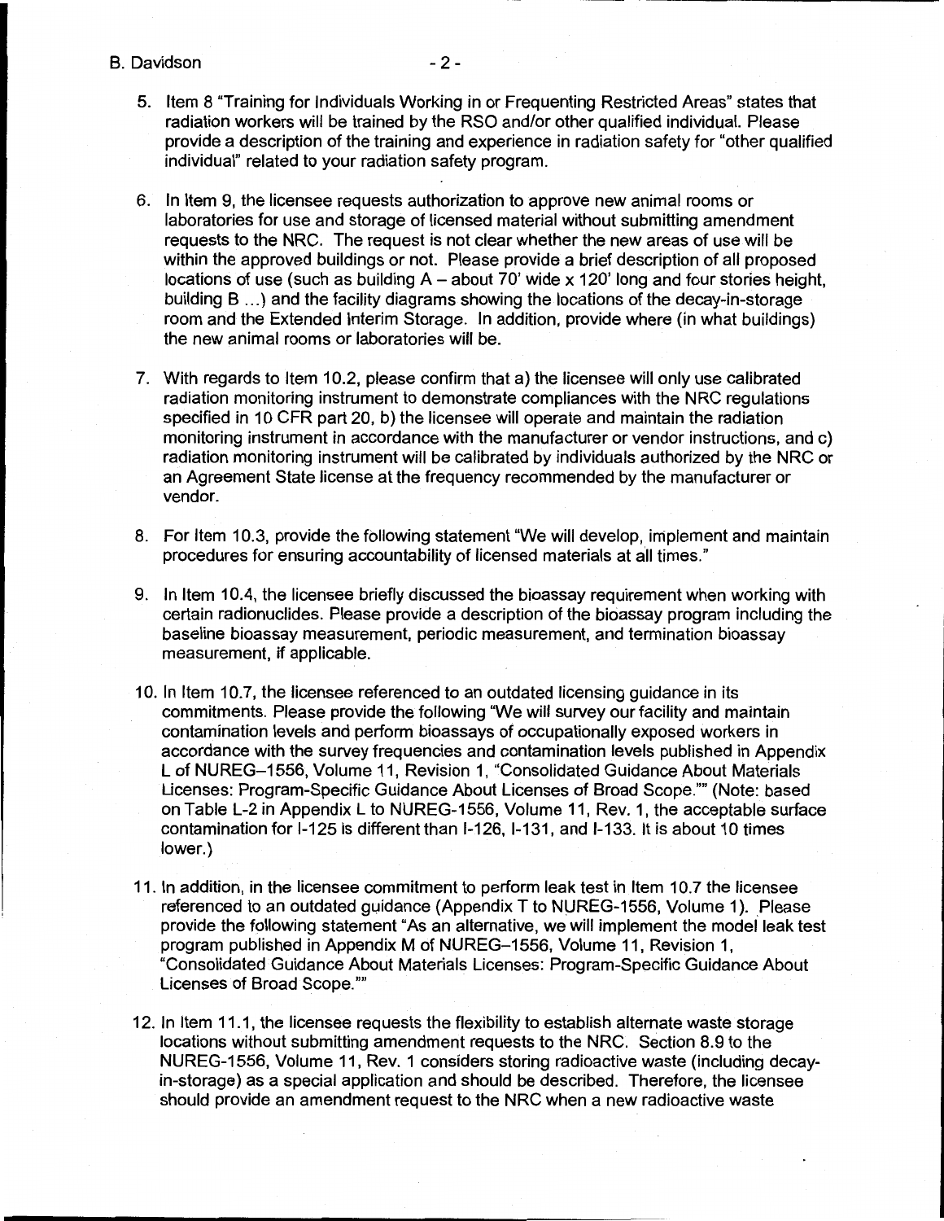5. Item 8 "Training for Individuals Working in or Frequenting Restricted Areas" states that radiation workers will be trained by the RSO and/or other qualified individual. Please provide a description of the training and experience in radiation safety for "other qualified individual" related to your radiation safety program.

6. In Item 9, the licensee requests authorization to approve new animal rooms or laboratories for use and storage of licensed material without submitting amendment requests to the NRC. The request is not clear whether the new areas of use will be within the approved buildings or not. Please provide a brief description of all proposed locations of use (such as building A – about 70' wide x 120' long and four stories height, building B ...) and the facility diagrams showing the locations of the decay-in-storage room and the Extended Interim Storage. In addition, provide where (in what buildings) the new animal rooms or laboratories will be.

7. With regards to Item 10.2, please confirm that a) the licensee will only use calibrated radiation monitoring instrument to demonstrate compliances with the NRC regulations specified in 10 CFR part 20, b) the licensee will operate and maintain the radiation monitoring instrument in accordance with the manufacturer or vendor instructions, and c) radiation monitoring instrument will be calibrated by individuals authorized by the NRC or an Agreement State license at the frequency recommended by the manufacturer or vendor.

8. For Item 10.3, provide the following statement "We will develop, implement and maintain procedures for ensuring accountability of licensed materials at all times."

9. In Item 10.4, the licensee briefly discussed the bioassay requirement when working with certain radionuclides. Please provide a description of the bioassay program including the baseline bioassay measurement, periodic measurement, and termination bioassay measurement, if applicable.

10. In Item 10.7, the licensee referenced to an outdated licensing guidance in its commitments. Please provide the following "We will survey our facility and maintain contamination levels and perform bioassays of occupationally exposed workers in accordance with the survey frequencies and contamination levels published in Appendix L of NUREG–1556, Volume 11, Revision 1, "Consolidated Guidance About Materials Licenses: Program-Specific Guidance About Licenses of Broad Scope."" (Note: based on Table L-2 in Appendix L to NUREG-1556, Volume 11, Rev. 1, the acceptable surface contamination for I-125 is different than I-126, I-131, and I-133. It is about 10 times lower.)

11. In addition, in the licensee commitment to perform leak test in Item 10.7 the licensee referenced to an outdated guidance (Appendix T to NUREG-1556, Volume 1). Please provide the following statement "As an alternative, we will implement the model leak test program published in Appendix M of NUREG–1556, Volume 11, Revision 1, "Consolidated Guidance About Materials Licenses: Program-Specific Guidance About Licenses of Broad Scope.""

12. In Item 11.1, the licensee requests the flexibility to establish alternate waste storage locations without submitting amendment requests to the NRC. Section 8.9 to the NUREG-1556, Volume 11, Rev. 1 considers storing radioactive waste (including decay-in-storage) as a special application and should be described. Therefore, the licensee should provide an amendment request to the NRC when a new radioactive waste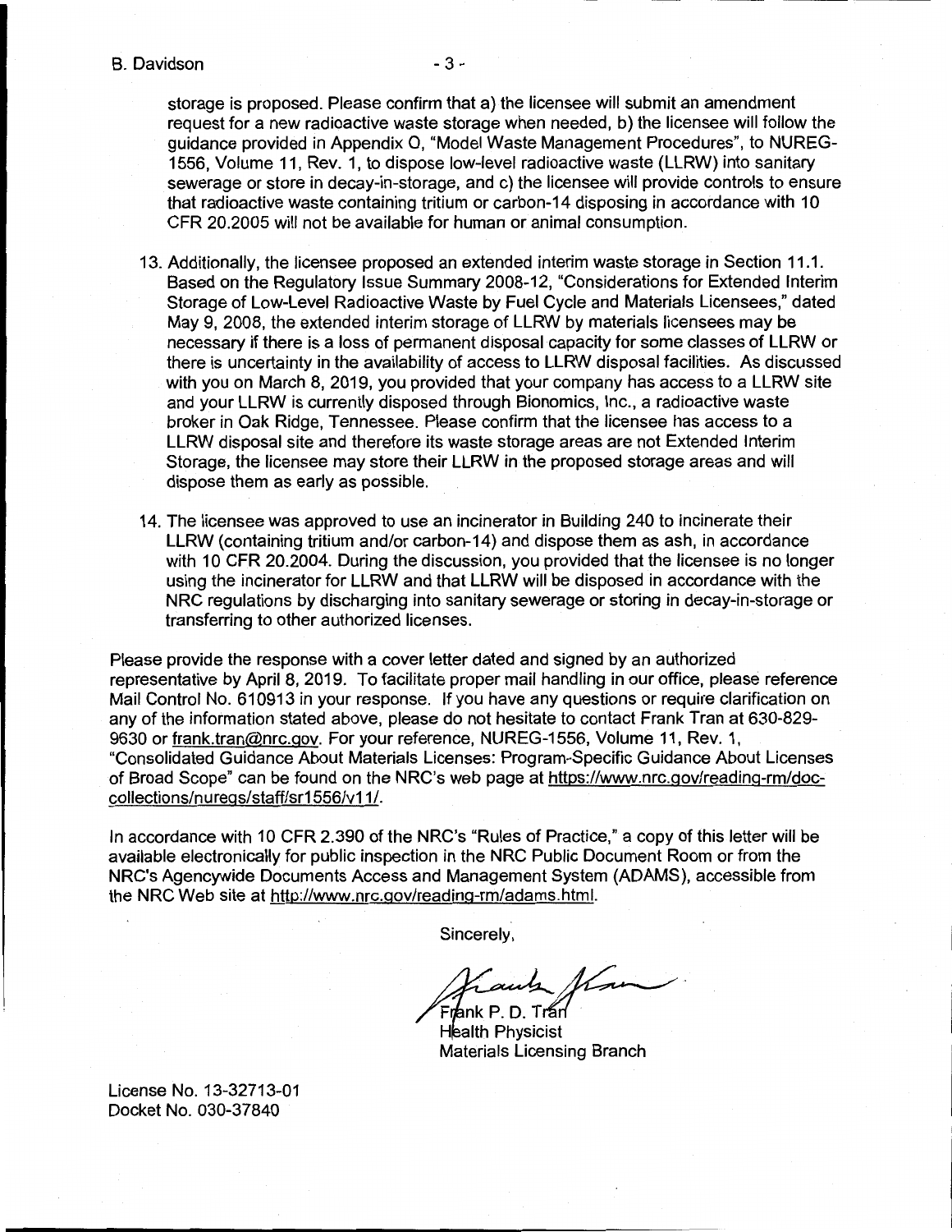storage is proposed. Please confirm that a) the licensee will submit an amendment request for a new radioactive waste storage when needed, b) the licensee will follow the guidance provided in Appendix O, "Model Waste Management Procedures", to NUREG-1556, Volume 11, Rev. 1, to dispose low-level radioactive waste (LLRW) into sanitary sewerage or store in decay-in-storage, and c) the licensee will provide controls to ensure that radioactive waste containing tritium or carbon-14 disposing in accordance with 10 CFR 20.2005 will not be available for human or animal consumption.

13. Additionally, the licensee proposed an extended interim waste storage in Section 11.1. Based on the Regulatory Issue Summary 2008-12, "Considerations for Extended Interim Storage of Low-Level Radioactive Waste by Fuel Cycle and Materials Licensees," dated May 9, 2008, the extended interim storage of LLRW by materials licensees may be necessary if there is a loss of permanent disposal capacity for some classes of LLRW or there is uncertainty in the availability of access to LLRW disposal facilities. As discussed with you on March 8, 2019, you provided that your company has access to a LLRW site and your LLRW is currently disposed through Bionomics, Inc., a radioactive waste broker in Oak Ridge, Tennessee. Please confirm that the licensee has access to a LLRW disposal site and therefore its waste storage areas are not Extended Interim Storage, the licensee may store their LLRW in the proposed storage areas and will dispose them as early as possible.

14. The licensee was approved to use an incinerator in Building 240 to incinerate their LLRW (containing tritium and/or carbon-14) and dispose them as ash, in accordance with 10 CFR 20.2004. During the discussion, you provided that the licensee is no longer using the incinerator for LLRW and that LLRW will be disposed in accordance with the NRC regulations by discharging into sanitary sewerage or storing in decay-in-storage or transferring to other authorized licenses.

Please provide the response with a cover letter dated and signed by an authorized representative by April 8, 2019. To facilitate proper mail handling in our office, please reference Mail Control No. 610913 in your response. If you have any questions or require clarification on any of the information stated above, please do not hesitate to contact Frank Tran at 630-829-9630 or frank.tran@nrc.gov. For your reference, NUREG-1556, Volume 11, Rev. 1, "Consolidated Guidance About Materials Licenses: Program-Specific Guidance About Licenses of Broad Scope" can be found on the NRC's web page at https://www.nrc.gov/reading-rm/doc-collections/nuregs/staff/sr1556/v11/.

In accordance with 10 CFR 2.390 of the NRC's "Rules of Practice," a copy of this letter will be available electronically for public inspection in the NRC Public Document Room or from the NRC's Agencywide Documents Access and Management System (ADAMS), accessible from the NRC Web site at http://www.nrc.gov/reading-rm/adams.html.

Sincerely,

Frank P. D. Tran
Health Physicist
Materials Licensing Branch

License No. 13-32713-01
Docket No. 030-37840